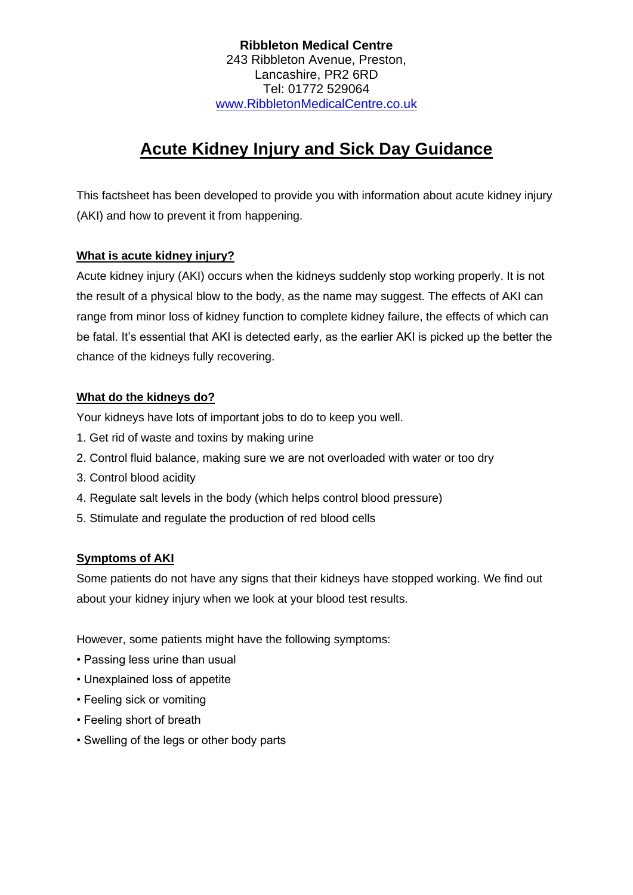**Ribbleton Medical Centre**
243 Ribbleton Avenue, Preston,
Lancashire, PR2 6RD
Tel: 01772 529064
[www.RibbletonMedicalCentre.co.uk](http://www.RibbletonMedicalCentre.co.uk)

# Acute Kidney Injury and Sick Day Guidance

This factsheet has been developed to provide you with information about acute kidney injury (AKI) and how to prevent it from happening.

## What is acute kidney injury?

Acute kidney injury (AKI) occurs when the kidneys suddenly stop working properly. It is not the result of a physical blow to the body, as the name may suggest. The effects of AKI can range from minor loss of kidney function to complete kidney failure, the effects of which can be fatal. It's essential that AKI is detected early, as the earlier AKI is picked up the better the chance of the kidneys fully recovering.

## What do the kidneys do?

Your kidneys have lots of important jobs to do to keep you well.

1. Get rid of waste and toxins by making urine
2. Control fluid balance, making sure we are not overloaded with water or too dry
3. Control blood acidity
4. Regulate salt levels in the body (which helps control blood pressure)
5. Stimulate and regulate the production of red blood cells

## Symptoms of AKI

Some patients do not have any signs that their kidneys have stopped working. We find out about your kidney injury when we look at your blood test results.

However, some patients might have the following symptoms:

- Passing less urine than usual
- Unexplained loss of appetite
- Feeling sick or vomiting
- Feeling short of breath
- Swelling of the legs or other body parts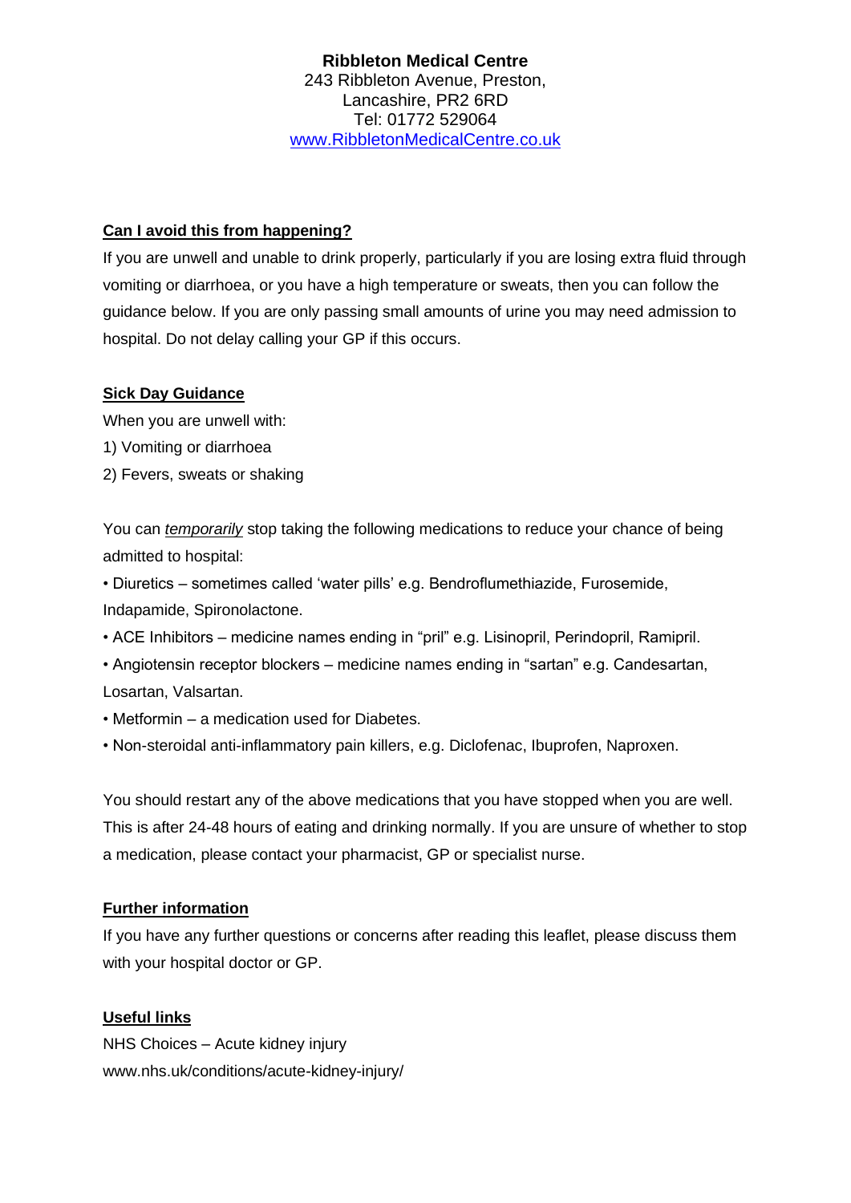**Ribbleton Medical Centre**
243 Ribbleton Avenue, Preston,
Lancashire, PR2 6RD
Tel: 01772 529064
www.RibbletonMedicalCentre.co.uk

## Can I avoid this from happening?

If you are unwell and unable to drink properly, particularly if you are losing extra fluid through vomiting or diarrhoea, or you have a high temperature or sweats, then you can follow the guidance below. If you are only passing small amounts of urine you may need admission to hospital. Do not delay calling your GP if this occurs.

## Sick Day Guidance

When you are unwell with:

1) Vomiting or diarrhoea
2) Fevers, sweats or shaking

You can *temporarily* stop taking the following medications to reduce your chance of being admitted to hospital:

- Diuretics – sometimes called 'water pills' e.g. Bendroflumethiazide, Furosemide, Indapamide, Spironolactone.
- ACE Inhibitors – medicine names ending in "pril" e.g. Lisinopril, Perindopril, Ramipril.
- Angiotensin receptor blockers – medicine names ending in "sartan" e.g. Candesartan, Losartan, Valsartan.
- Metformin – a medication used for Diabetes.
- Non-steroidal anti-inflammatory pain killers, e.g. Diclofenac, Ibuprofen, Naproxen.

You should restart any of the above medications that you have stopped when you are well. This is after 24-48 hours of eating and drinking normally. If you are unsure of whether to stop a medication, please contact your pharmacist, GP or specialist nurse.

## Further information

If you have any further questions or concerns after reading this leaflet, please discuss them with your hospital doctor or GP.

## Useful links

NHS Choices – Acute kidney injury
www.nhs.uk/conditions/acute-kidney-injury/